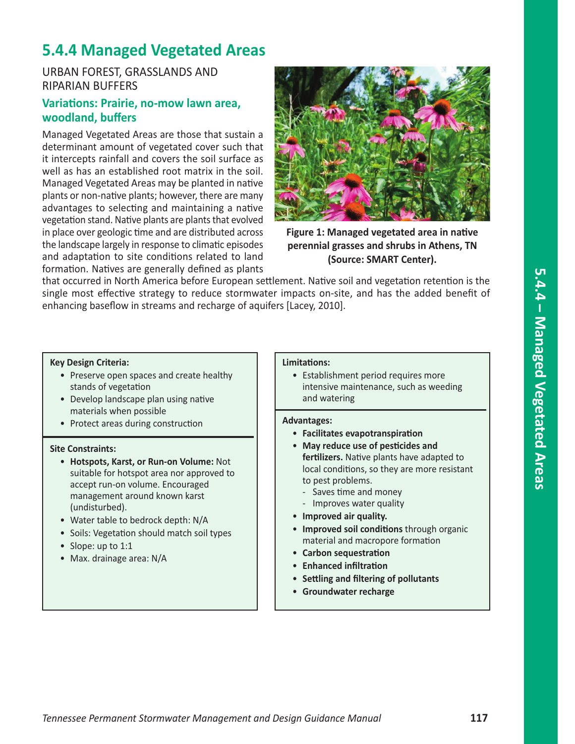# 5.4.4 Managed Vegetated Areas

URBAN FOREST, GRASSLANDS AND RIPARIAN BUFFERS

### Variations: Prairie, no-mow lawn area, woodland, buffers

Managed Vegetated Areas are those that sustain a determinant amount of vegetated cover such that it intercepts rainfall and covers the soil surface as well as has an established root matrix in the soil. Managed Vegetated Areas may be planted in native plants or non-native plants; however, there are many advantages to selecting and maintaining a native vegetation stand. Native plants are plants that evolved in place over geologic time and are distributed across the landscape largely in response to climatic episodes and adaptation to site conditions related to land formation. Natives are generally defined as plants that occurred in North America before European settlement. Native soil and vegetation retention is the single most effective strategy to reduce stormwater impacts on-site, and has the added benefit of enhancing baseflow in streams and recharge of aquifers [Lacey, 2010].

**Figure 1: Managed vegetated area in native perennial grasses and shrubs in Athens, TN (Source: SMART Center).**

**Key Design Criteria:**

- Preserve open spaces and create healthy stands of vegetation
- Develop landscape plan using native materials when possible
- Protect areas during construction

**Site Constraints:**

- **Hotspots, Karst, or Run-on Volume:** Not suitable for hotspot area nor approved to accept run-on volume. Encouraged management around known karst (undisturbed).
- Water table to bedrock depth: N/A
- Soils: Vegetation should match soil types
- Slope: up to 1:1
- Max. drainage area: N/A

**Limitations:**

- Establishment period requires more intensive maintenance, such as weeding and watering

**Advantages:**

- **Facilitates evapotranspiration**
- **May reduce use of pesticides and fertilizers.** Native plants have adapted to local conditions, so they are more resistant to pest problems.
  - Saves time and money
  - Improves water quality
- **Improved air quality.**
- **Improved soil conditions** through organic material and macropore formation
- **Carbon sequestration**
- **Enhanced infiltration**
- **Settling and filtering of pollutants**
- **Groundwater recharge**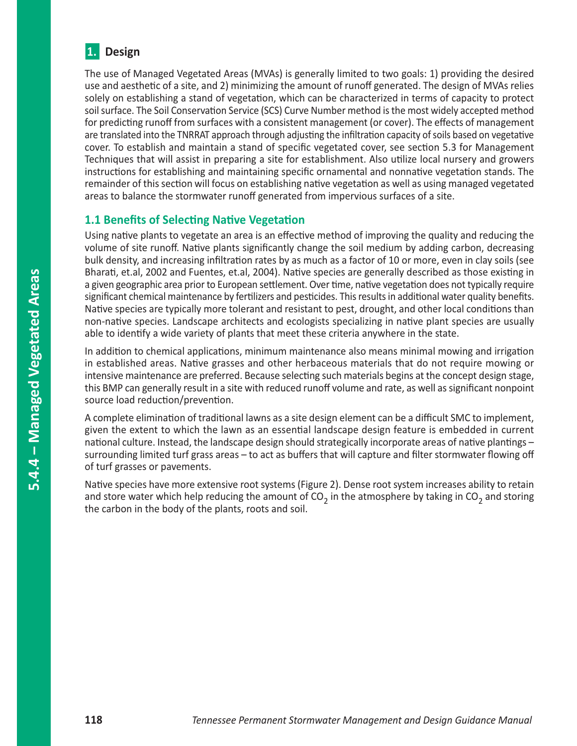## 1. Design

The use of Managed Vegetated Areas (MVAs) is generally limited to two goals: 1) providing the desired use and aesthetic of a site, and 2) minimizing the amount of runoff generated. The design of MVAs relies solely on establishing a stand of vegetation, which can be characterized in terms of capacity to protect soil surface. The Soil Conservation Service (SCS) Curve Number method is the most widely accepted method for predicting runoff from surfaces with a consistent management (or cover). The effects of management are translated into the TNRRAT approach through adjusting the infiltration capacity of soils based on vegetative cover. To establish and maintain a stand of specific vegetated cover, see section 5.3 for Management Techniques that will assist in preparing a site for establishment. Also utilize local nursery and growers instructions for establishing and maintaining specific ornamental and nonnative vegetation stands. The remainder of this section will focus on establishing native vegetation as well as using managed vegetated areas to balance the stormwater runoff generated from impervious surfaces of a site.

### 1.1 Benefits of Selecting Native Vegetation

Using native plants to vegetate an area is an effective method of improving the quality and reducing the volume of site runoff. Native plants significantly change the soil medium by adding carbon, decreasing bulk density, and increasing infiltration rates by as much as a factor of 10 or more, even in clay soils (see Bharati, et.al, 2002 and Fuentes, et.al, 2004). Native species are generally described as those existing in a given geographic area prior to European settlement. Over time, native vegetation does not typically require significant chemical maintenance by fertilizers and pesticides. This results in additional water quality benefits. Native species are typically more tolerant and resistant to pest, drought, and other local conditions than non-native species. Landscape architects and ecologists specializing in native plant species are usually able to identify a wide variety of plants that meet these criteria anywhere in the state.

In addition to chemical applications, minimum maintenance also means minimal mowing and irrigation in established areas. Native grasses and other herbaceous materials that do not require mowing or intensive maintenance are preferred. Because selecting such materials begins at the concept design stage, this BMP can generally result in a site with reduced runoff volume and rate, as well as significant nonpoint source load reduction/prevention.

A complete elimination of traditional lawns as a site design element can be a difficult SMC to implement, given the extent to which the lawn as an essential landscape design feature is embedded in current national culture. Instead, the landscape design should strategically incorporate areas of native plantings – surrounding limited turf grass areas – to act as buffers that will capture and filter stormwater flowing off of turf grasses or pavements.

Native species have more extensive root systems (Figure 2). Dense root system increases ability to retain and store water which help reducing the amount of $CO_2$ in the atmosphere by taking in $CO_2$ and storing the carbon in the body of the plants, roots and soil.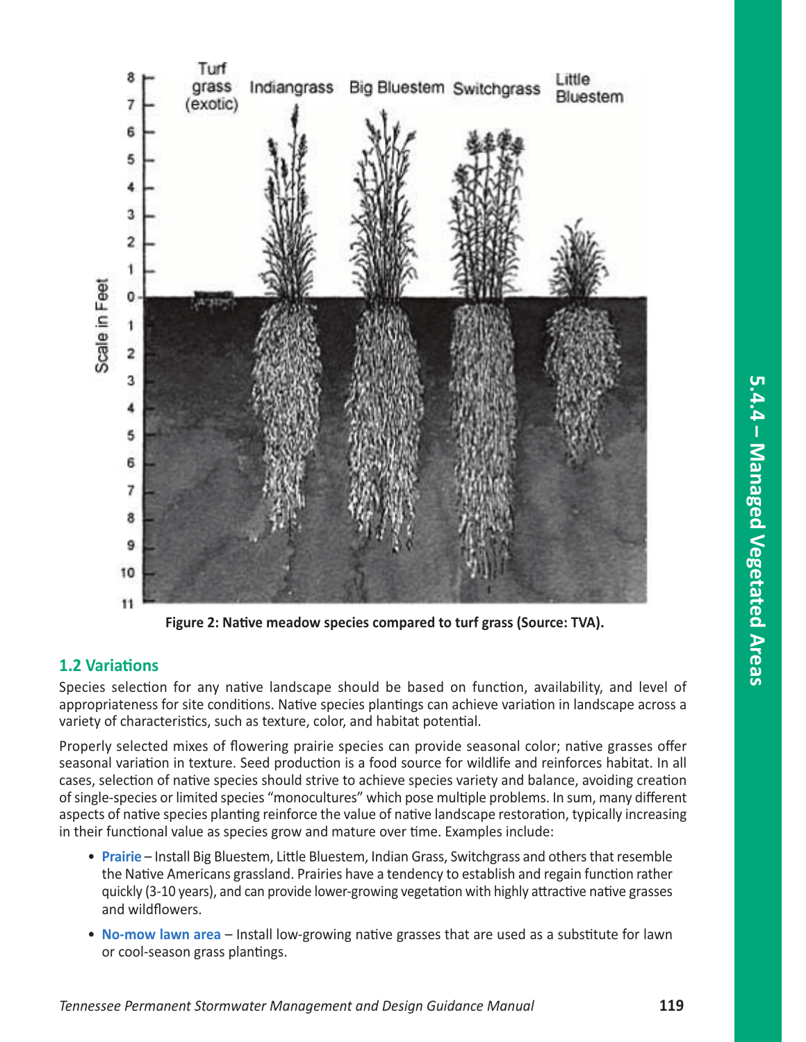Turf grass (exotic)

Indiangrass

Big Bluestem

Switchgrass

Little Bluestem

Scale in Feet

8
7
6
5
4
3
2
1
0
1
2
3
4
5
6
7
8
9
10
11

**Figure 2: Native meadow species compared to turf grass (Source: TVA).**

## 1.2 Variations

Species selection for any native landscape should be based on function, availability, and level of appropriateness for site conditions. Native species plantings can achieve variation in landscape across a variety of characteristics, such as texture, color, and habitat potential.

Properly selected mixes of flowering prairie species can provide seasonal color; native grasses offer seasonal variation in texture. Seed production is a food source for wildlife and reinforces habitat. In all cases, selection of native species should strive to achieve species variety and balance, avoiding creation of single-species or limited species "monocultures" which pose multiple problems. In sum, many different aspects of native species planting reinforce the value of native landscape restoration, typically increasing in their functional value as species grow and mature over time. Examples include:

- **Prairie** – Install Big Bluestem, Little Bluestem, Indian Grass, Switchgrass and others that resemble the Native Americans grassland. Prairies have a tendency to establish and regain function rather quickly (3-10 years), and can provide lower-growing vegetation with highly attractive native grasses and wildflowers.
- **No-mow lawn area** – Install low-growing native grasses that are used as a substitute for lawn or cool-season grass plantings.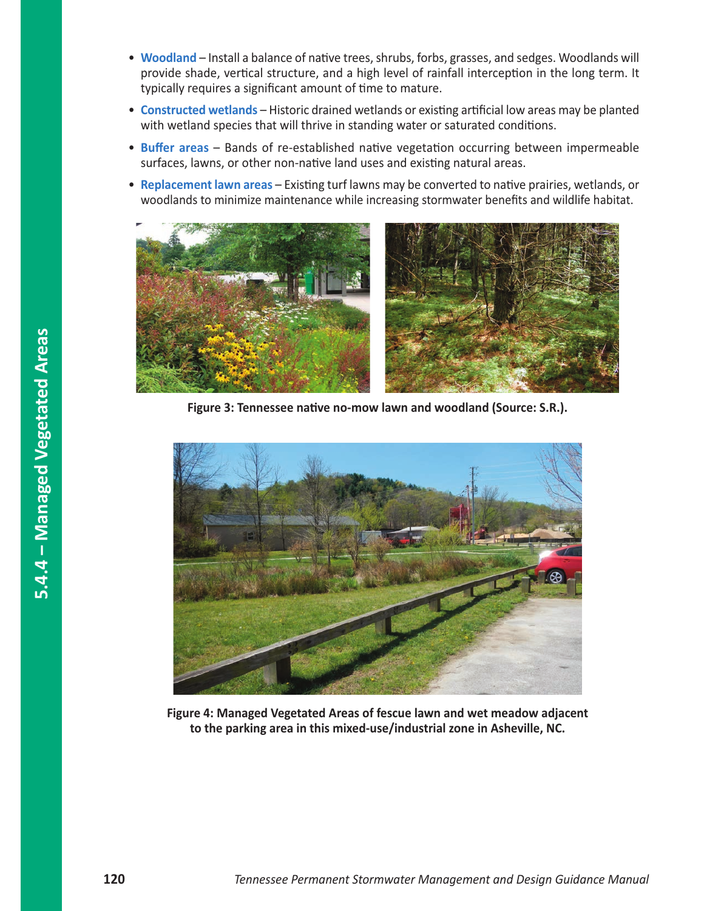- **Woodland** – Install a balance of native trees, shrubs, forbs, grasses, and sedges. Woodlands will provide shade, vertical structure, and a high level of rainfall interception in the long term. It typically requires a significant amount of time to mature.
- **Constructed wetlands** – Historic drained wetlands or existing artificial low areas may be planted with wetland species that will thrive in standing water or saturated conditions.
- **Buffer areas** – Bands of re-established native vegetation occurring between impermeable surfaces, lawns, or other non-native land uses and existing natural areas.
- **Replacement lawn areas** – Existing turf lawns may be converted to native prairies, wetlands, or woodlands to minimize maintenance while increasing stormwater benefits and wildlife habitat.

**Figure 3: Tennessee native no-mow lawn and woodland (Source: S.R.).**

**Figure 4: Managed Vegetated Areas of fescue lawn and wet meadow adjacent to the parking area in this mixed-use/industrial zone in Asheville, NC.**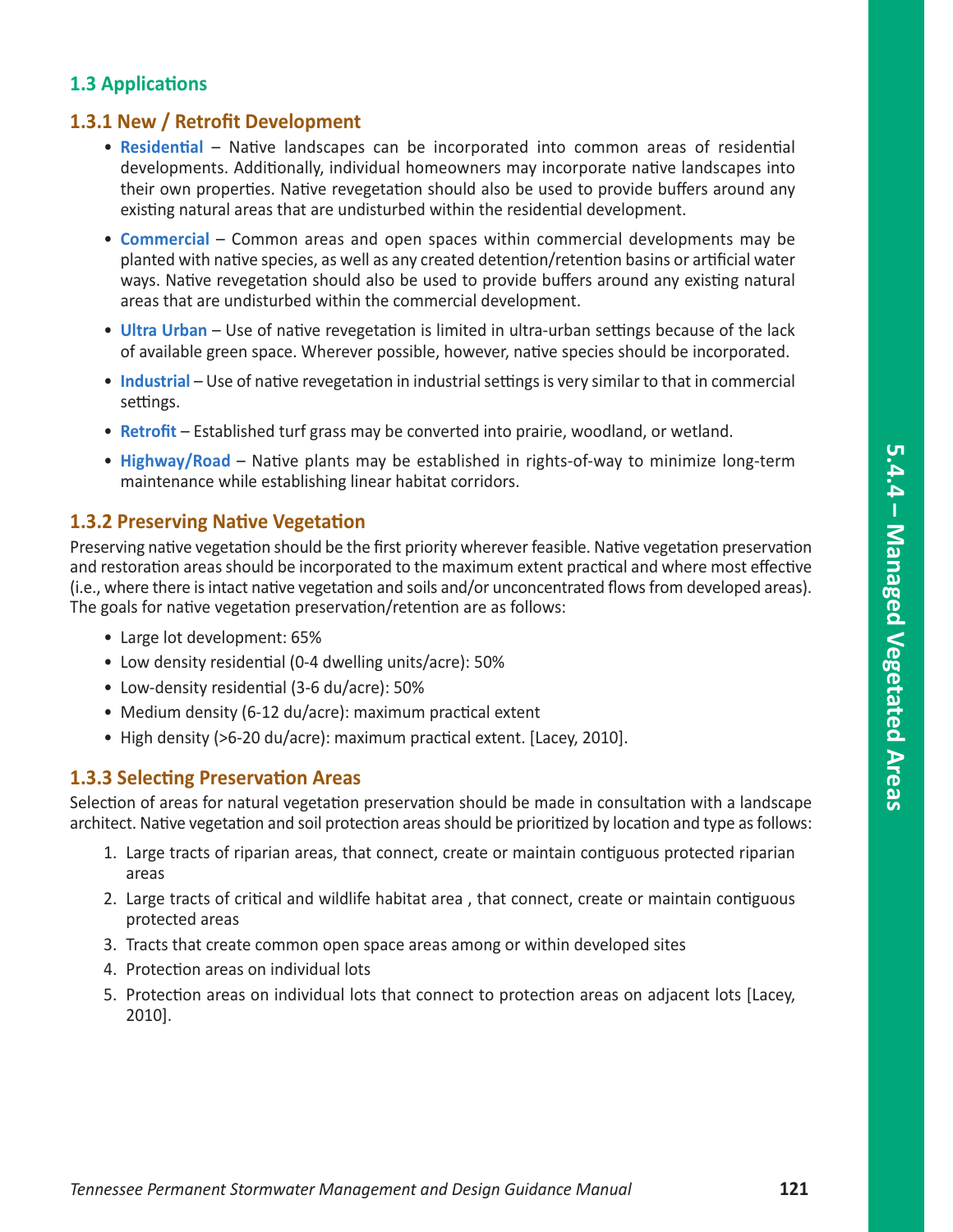## 1.3 Applications

### 1.3.1 New / Retrofit Development

- **Residential** – Native landscapes can be incorporated into common areas of residential developments. Additionally, individual homeowners may incorporate native landscapes into their own properties. Native revegetation should also be used to provide buffers around any existing natural areas that are undisturbed within the residential development.
- **Commercial** – Common areas and open spaces within commercial developments may be planted with native species, as well as any created detention/retention basins or artificial water ways. Native revegetation should also be used to provide buffers around any existing natural areas that are undisturbed within the commercial development.
- **Ultra Urban** – Use of native revegetation is limited in ultra-urban settings because of the lack of available green space. Wherever possible, however, native species should be incorporated.
- **Industrial** – Use of native revegetation in industrial settings is very similar to that in commercial settings.
- **Retrofit** – Established turf grass may be converted into prairie, woodland, or wetland.
- **Highway/Road** – Native plants may be established in rights-of-way to minimize long-term maintenance while establishing linear habitat corridors.

### 1.3.2 Preserving Native Vegetation

Preserving native vegetation should be the first priority wherever feasible. Native vegetation preservation and restoration areas should be incorporated to the maximum extent practical and where most effective (i.e., where there is intact native vegetation and soils and/or unconcentrated flows from developed areas). The goals for native vegetation preservation/retention are as follows:

- Large lot development: 65%
- Low density residential (0-4 dwelling units/acre): 50%
- Low-density residential (3-6 du/acre): 50%
- Medium density (6-12 du/acre): maximum practical extent
- High density (>6-20 du/acre): maximum practical extent. [Lacey, 2010].

### 1.3.3 Selecting Preservation Areas

Selection of areas for natural vegetation preservation should be made in consultation with a landscape architect. Native vegetation and soil protection areas should be prioritized by location and type as follows:

1. Large tracts of riparian areas, that connect, create or maintain contiguous protected riparian areas
2. Large tracts of critical and wildlife habitat area , that connect, create or maintain contiguous protected areas
3. Tracts that create common open space areas among or within developed sites
4. Protection areas on individual lots
5. Protection areas on individual lots that connect to protection areas on adjacent lots [Lacey, 2010].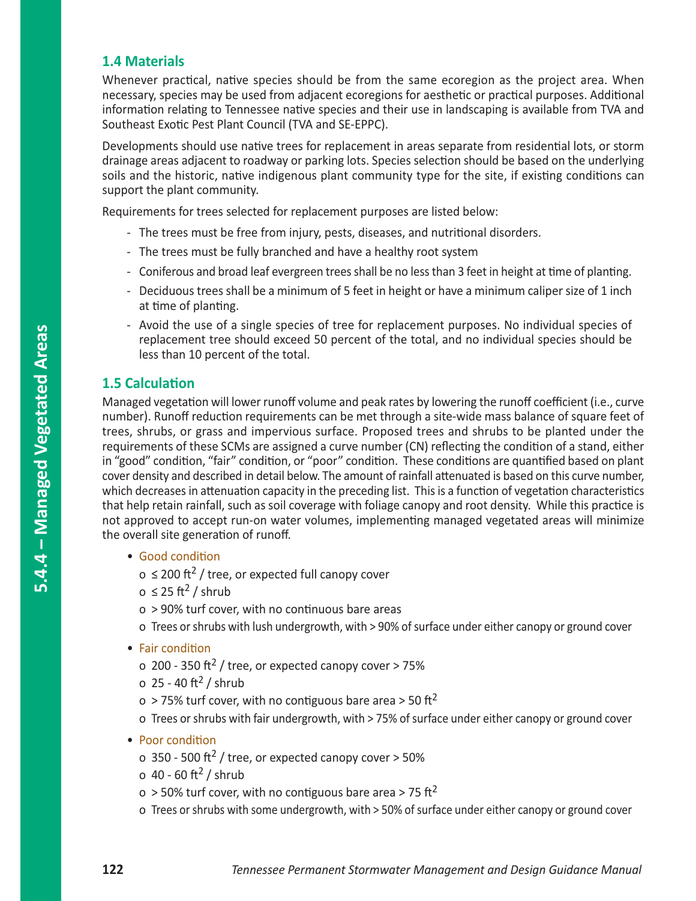## 1.4 Materials

Whenever practical, native species should be from the same ecoregion as the project area. When necessary, species may be used from adjacent ecoregions for aesthetic or practical purposes. Additional information relating to Tennessee native species and their use in landscaping is available from TVA and Southeast Exotic Pest Plant Council (TVA and SE-EPPC).

Developments should use native trees for replacement in areas separate from residential lots, or storm drainage areas adjacent to roadway or parking lots. Species selection should be based on the underlying soils and the historic, native indigenous plant community type for the site, if existing conditions can support the plant community.

Requirements for trees selected for replacement purposes are listed below:

- The trees must be free from injury, pests, diseases, and nutritional disorders.
- The trees must be fully branched and have a healthy root system
- Coniferous and broad leaf evergreen trees shall be no less than 3 feet in height at time of planting.
- Deciduous trees shall be a minimum of 5 feet in height or have a minimum caliper size of 1 inch at time of planting.
- Avoid the use of a single species of tree for replacement purposes. No individual species of replacement tree should exceed 50 percent of the total, and no individual species should be less than 10 percent of the total.

## 1.5 Calculation

Managed vegetation will lower runoff volume and peak rates by lowering the runoff coefficient (i.e., curve number). Runoff reduction requirements can be met through a site-wide mass balance of square feet of trees, shrubs, or grass and impervious surface. Proposed trees and shrubs to be planted under the requirements of these SCMs are assigned a curve number (CN) reflecting the condition of a stand, either in "good" condition, "fair" condition, or "poor" condition. These conditions are quantified based on plant cover density and described in detail below. The amount of rainfall attenuated is based on this curve number, which decreases in attenuation capacity in the preceding list. This is a function of vegetation characteristics that help retain rainfall, such as soil coverage with foliage canopy and root density. While this practice is not approved to accept run-on water volumes, implementing managed vegetated areas will minimize the overall site generation of runoff.

- Good condition
  - $\leq 200$ ft$^2$ / tree, or expected full canopy cover
  - $\leq 25$ ft$^2$ / shrub
  - > 90% turf cover, with no continuous bare areas
  - Trees or shrubs with lush undergrowth, with > 90% of surface under either canopy or ground cover
- Fair condition
  - 200 - 350 ft$^2$ / tree, or expected canopy cover > 75%
  - 25 - 40 ft$^2$ / shrub
  - > 75% turf cover, with no contiguous bare area > 50 ft$^2$
  - Trees or shrubs with fair undergrowth, with > 75% of surface under either canopy or ground cover
- Poor condition
  - 350 - 500 ft$^2$ / tree, or expected canopy cover > 50%
  - 40 - 60 ft$^2$ / shrub
  - > 50% turf cover, with no contiguous bare area > 75 ft$^2$
  - Trees or shrubs with some undergrowth, with > 50% of surface under either canopy or ground cover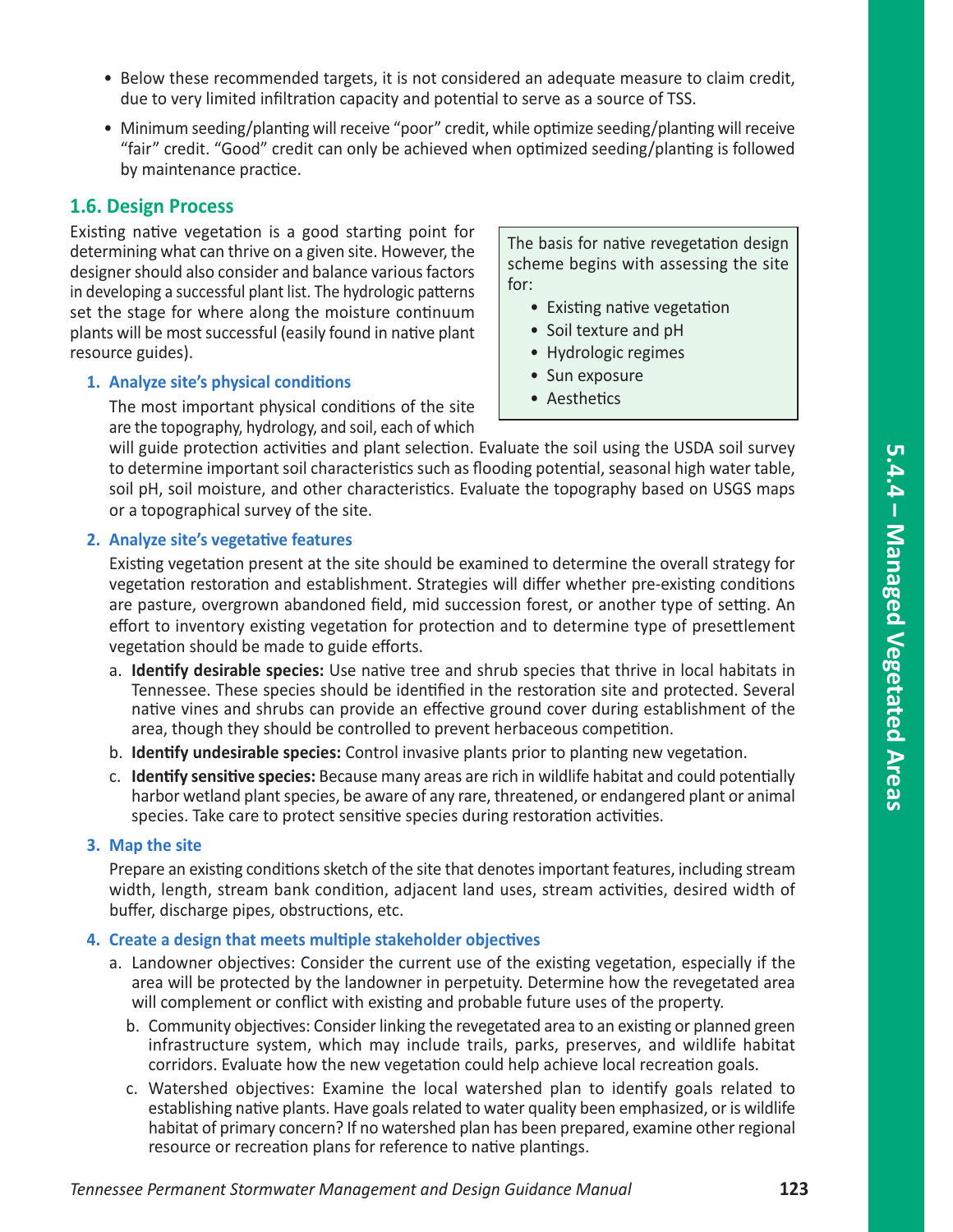- Below these recommended targets, it is not considered an adequate measure to claim credit, due to very limited infiltration capacity and potential to serve as a source of TSS.
- Minimum seeding/planting will receive "poor" credit, while optimize seeding/planting will receive "fair" credit. "Good" credit can only be achieved when optimized seeding/planting is followed by maintenance practice.

## 1.6. Design Process

Existing native vegetation is a good starting point for determining what can thrive on a given site. However, the designer should also consider and balance various factors in developing a successful plant list. The hydrologic patterns set the stage for where along the moisture continuum plants will be most successful (easily found in native plant resource guides).

> The basis for native revegetation design scheme begins with assessing the site for:
>
> - Existing native vegetation
> - Soil texture and pH
> - Hydrologic regimes
> - Sun exposure
> - Aesthetics

1. **Analyze site's physical conditions**

   The most important physical conditions of the site are the topography, hydrology, and soil, each of which will guide protection activities and plant selection. Evaluate the soil using the USDA soil survey to determine important soil characteristics such as flooding potential, seasonal high water table, soil pH, soil moisture, and other characteristics. Evaluate the topography based on USGS maps or a topographical survey of the site.

2. **Analyze site's vegetative features**

   Existing vegetation present at the site should be examined to determine the overall strategy for vegetation restoration and establishment. Strategies will differ whether pre-existing conditions are pasture, overgrown abandoned field, mid succession forest, or another type of setting. An effort to inventory existing vegetation for protection and to determine type of presettlement vegetation should be made to guide efforts.

   a. **Identify desirable species:** Use native tree and shrub species that thrive in local habitats in Tennessee. These species should be identified in the restoration site and protected. Several native vines and shrubs can provide an effective ground cover during establishment of the area, though they should be controlled to prevent herbaceous competition.

   b. **Identify undesirable species:** Control invasive plants prior to planting new vegetation.

   c. **Identify sensitive species:** Because many areas are rich in wildlife habitat and could potentially harbor wetland plant species, be aware of any rare, threatened, or endangered plant or animal species. Take care to protect sensitive species during restoration activities.

3. **Map the site**

   Prepare an existing conditions sketch of the site that denotes important features, including stream width, length, stream bank condition, adjacent land uses, stream activities, desired width of buffer, discharge pipes, obstructions, etc.

4. **Create a design that meets multiple stakeholder objectives**

   a. Landowner objectives: Consider the current use of the existing vegetation, especially if the area will be protected by the landowner in perpetuity. Determine how the revegetated area will complement or conflict with existing and probable future uses of the property.

   b. Community objectives: Consider linking the revegetated area to an existing or planned green infrastructure system, which may include trails, parks, preserves, and wildlife habitat corridors. Evaluate how the new vegetation could help achieve local recreation goals.

   c. Watershed objectives: Examine the local watershed plan to identify goals related to establishing native plants. Have goals related to water quality been emphasized, or is wildlife habitat of primary concern? If no watershed plan has been prepared, examine other regional resource or recreation plans for reference to native plantings.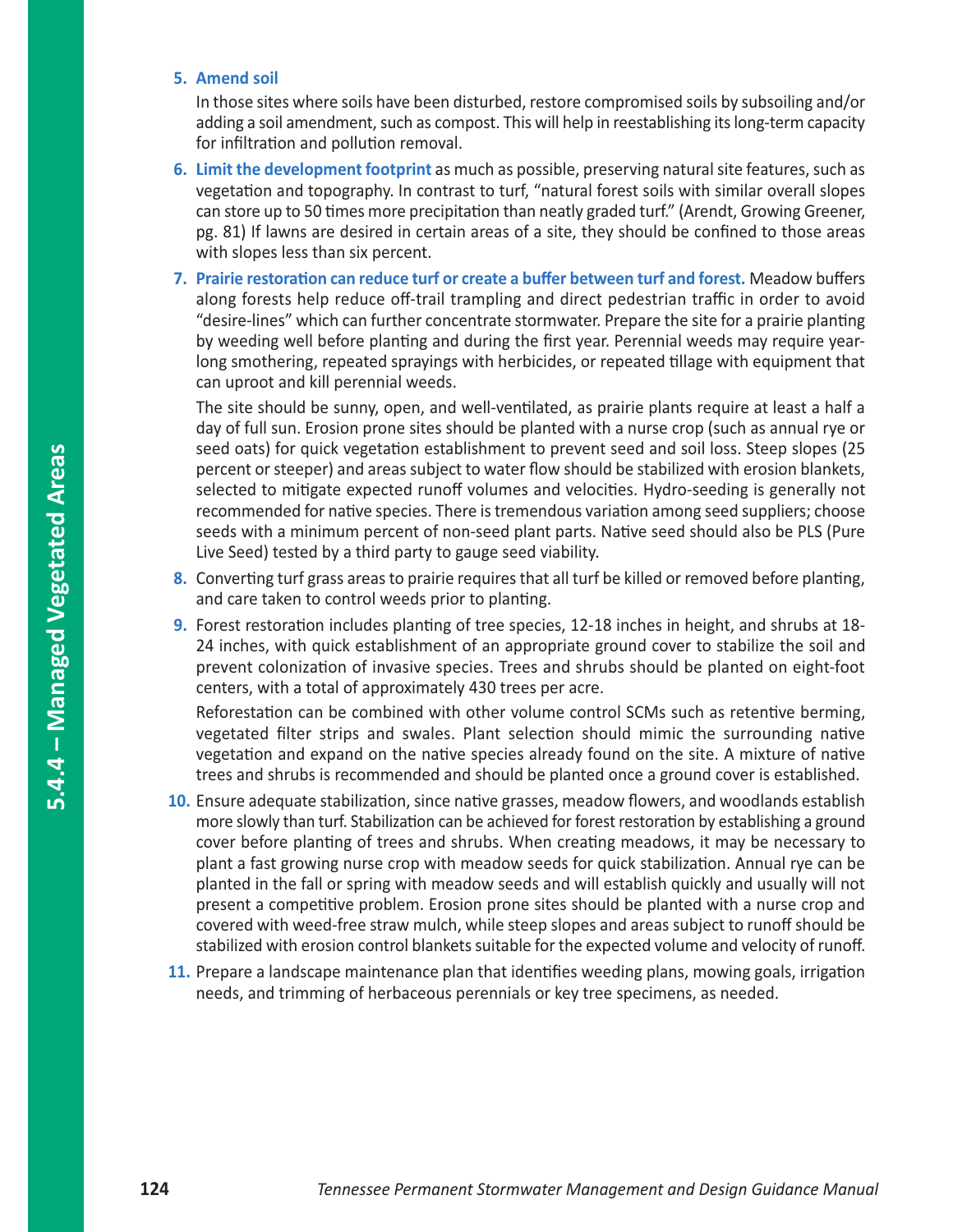5. **Amend soil**

   In those sites where soils have been disturbed, restore compromised soils by subsoiling and/or adding a soil amendment, such as compost. This will help in reestablishing its long-term capacity for infiltration and pollution removal.

6. **Limit the development footprint** as much as possible, preserving natural site features, such as vegetation and topography. In contrast to turf, "natural forest soils with similar overall slopes can store up to 50 times more precipitation than neatly graded turf." (Arendt, Growing Greener, pg. 81) If lawns are desired in certain areas of a site, they should be confined to those areas with slopes less than six percent.

7. **Prairie restoration can reduce turf or create a buffer between turf and forest.** Meadow buffers along forests help reduce off-trail trampling and direct pedestrian traffic in order to avoid "desire-lines" which can further concentrate stormwater. Prepare the site for a prairie planting by weeding well before planting and during the first year. Perennial weeds may require year-long smothering, repeated sprayings with herbicides, or repeated tillage with equipment that can uproot and kill perennial weeds.

   The site should be sunny, open, and well-ventilated, as prairie plants require at least a half a day of full sun. Erosion prone sites should be planted with a nurse crop (such as annual rye or seed oats) for quick vegetation establishment to prevent seed and soil loss. Steep slopes (25 percent or steeper) and areas subject to water flow should be stabilized with erosion blankets, selected to mitigate expected runoff volumes and velocities. Hydro-seeding is generally not recommended for native species. There is tremendous variation among seed suppliers; choose seeds with a minimum percent of non-seed plant parts. Native seed should also be PLS (Pure Live Seed) tested by a third party to gauge seed viability.

8. Converting turf grass areas to prairie requires that all turf be killed or removed before planting, and care taken to control weeds prior to planting.

9. Forest restoration includes planting of tree species, 12-18 inches in height, and shrubs at 18-24 inches, with quick establishment of an appropriate ground cover to stabilize the soil and prevent colonization of invasive species. Trees and shrubs should be planted on eight-foot centers, with a total of approximately 430 trees per acre.

   Reforestation can be combined with other volume control SCMs such as retentive berming, vegetated filter strips and swales. Plant selection should mimic the surrounding native vegetation and expand on the native species already found on the site. A mixture of native trees and shrubs is recommended and should be planted once a ground cover is established.

10. Ensure adequate stabilization, since native grasses, meadow flowers, and woodlands establish more slowly than turf. Stabilization can be achieved for forest restoration by establishing a ground cover before planting of trees and shrubs. When creating meadows, it may be necessary to plant a fast growing nurse crop with meadow seeds for quick stabilization. Annual rye can be planted in the fall or spring with meadow seeds and will establish quickly and usually will not present a competitive problem. Erosion prone sites should be planted with a nurse crop and covered with weed-free straw mulch, while steep slopes and areas subject to runoff should be stabilized with erosion control blankets suitable for the expected volume and velocity of runoff.

11. Prepare a landscape maintenance plan that identifies weeding plans, mowing goals, irrigation needs, and trimming of herbaceous perennials or key tree specimens, as needed.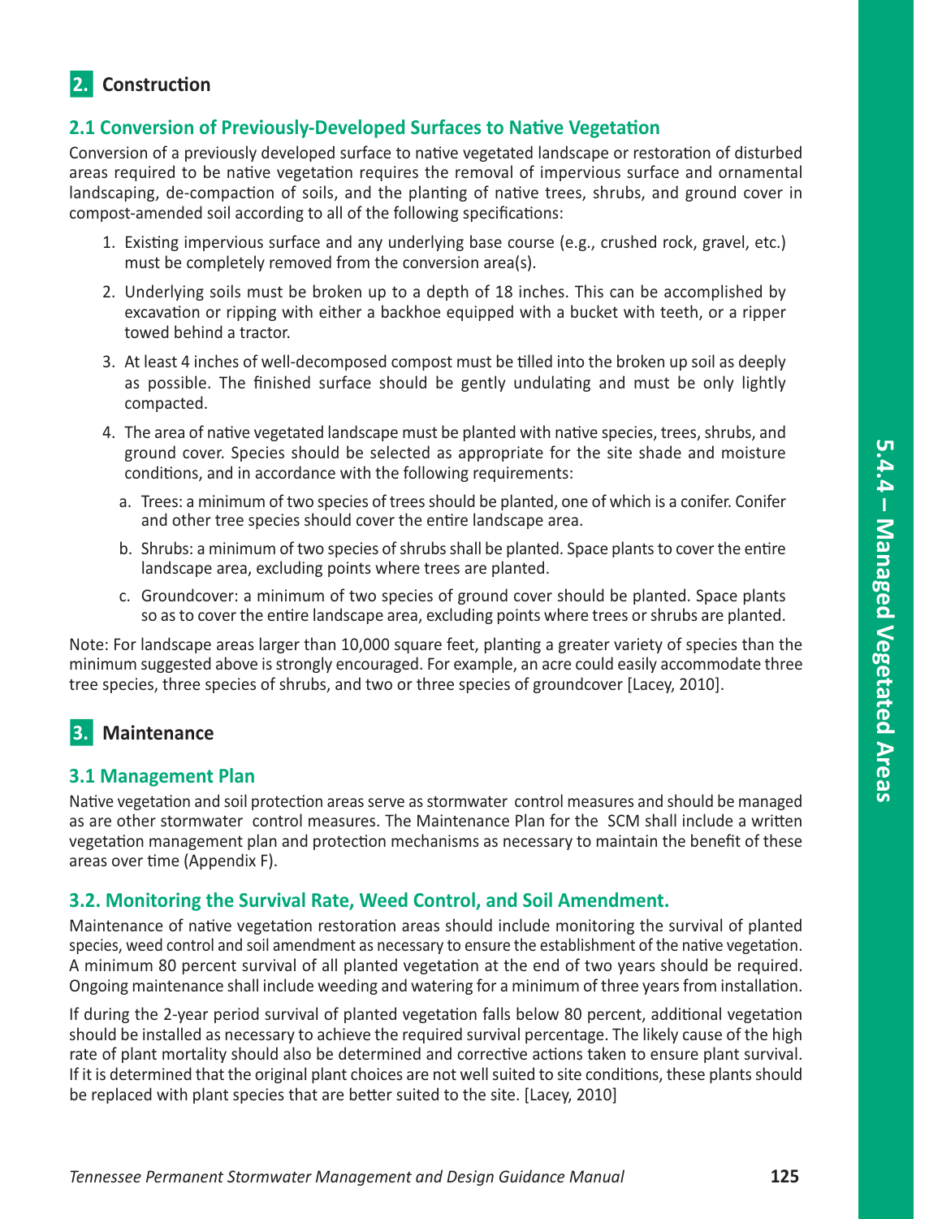## 2. Construction

### 2.1 Conversion of Previously-Developed Surfaces to Native Vegetation

Conversion of a previously developed surface to native vegetated landscape or restoration of disturbed areas required to be native vegetation requires the removal of impervious surface and ornamental landscaping, de-compaction of soils, and the planting of native trees, shrubs, and ground cover in compost-amended soil according to all of the following specifications:

1. Existing impervious surface and any underlying base course (e.g., crushed rock, gravel, etc.) must be completely removed from the conversion area(s).
2. Underlying soils must be broken up to a depth of 18 inches. This can be accomplished by excavation or ripping with either a backhoe equipped with a bucket with teeth, or a ripper towed behind a tractor.
3. At least 4 inches of well-decomposed compost must be tilled into the broken up soil as deeply as possible. The finished surface should be gently undulating and must be only lightly compacted.
4. The area of native vegetated landscape must be planted with native species, trees, shrubs, and ground cover. Species should be selected as appropriate for the site shade and moisture conditions, and in accordance with the following requirements:
   a. Trees: a minimum of two species of trees should be planted, one of which is a conifer. Conifer and other tree species should cover the entire landscape area.
   b. Shrubs: a minimum of two species of shrubs shall be planted. Space plants to cover the entire landscape area, excluding points where trees are planted.
   c. Groundcover: a minimum of two species of ground cover should be planted. Space plants so as to cover the entire landscape area, excluding points where trees or shrubs are planted.

Note: For landscape areas larger than 10,000 square feet, planting a greater variety of species than the minimum suggested above is strongly encouraged. For example, an acre could easily accommodate three tree species, three species of shrubs, and two or three species of groundcover [Lacey, 2010].

## 3. Maintenance

### 3.1 Management Plan

Native vegetation and soil protection areas serve as stormwater control measures and should be managed as are other stormwater control measures. The Maintenance Plan for the SCM shall include a written vegetation management plan and protection mechanisms as necessary to maintain the benefit of these areas over time (Appendix F).

### 3.2. Monitoring the Survival Rate, Weed Control, and Soil Amendment.

Maintenance of native vegetation restoration areas should include monitoring the survival of planted species, weed control and soil amendment as necessary to ensure the establishment of the native vegetation. A minimum 80 percent survival of all planted vegetation at the end of two years should be required. Ongoing maintenance shall include weeding and watering for a minimum of three years from installation.

If during the 2-year period survival of planted vegetation falls below 80 percent, additional vegetation should be installed as necessary to achieve the required survival percentage. The likely cause of the high rate of plant mortality should also be determined and corrective actions taken to ensure plant survival. If it is determined that the original plant choices are not well suited to site conditions, these plants should be replaced with plant species that are better suited to the site. [Lacey, 2010]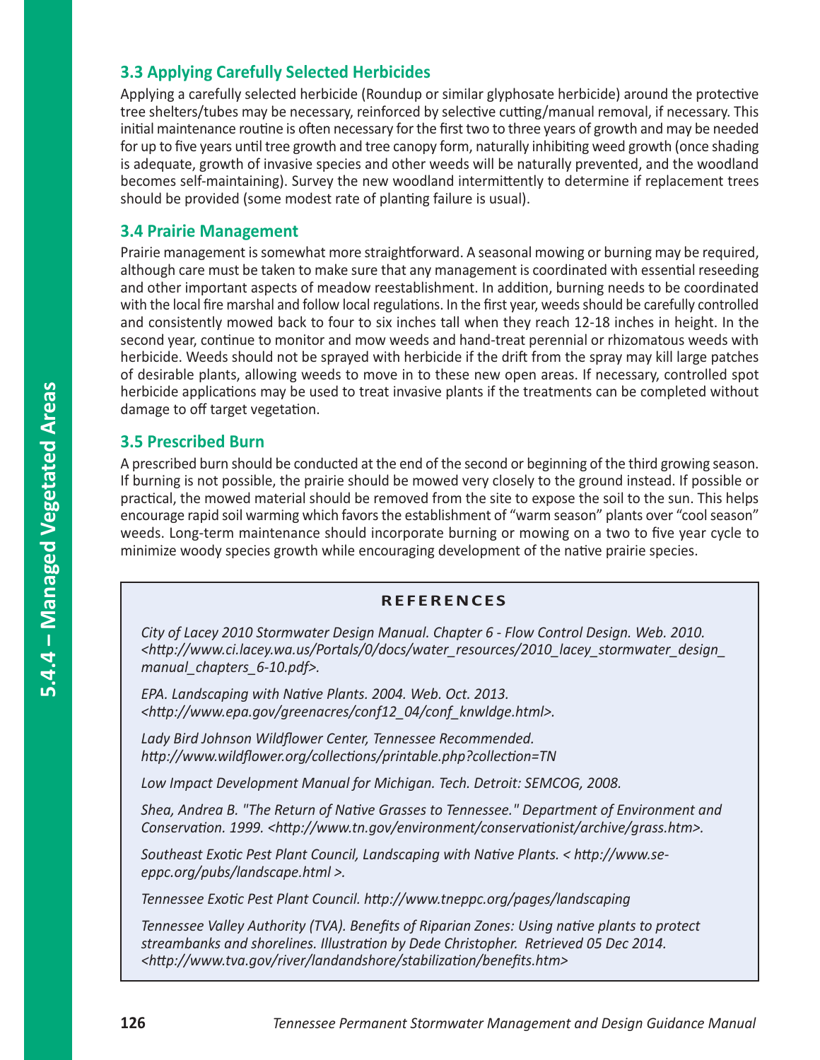### 3.3 Applying Carefully Selected Herbicides

Applying a carefully selected herbicide (Roundup or similar glyphosate herbicide) around the protective tree shelters/tubes may be necessary, reinforced by selective cutting/manual removal, if necessary. This initial maintenance routine is often necessary for the first two to three years of growth and may be needed for up to five years until tree growth and tree canopy form, naturally inhibiting weed growth (once shading is adequate, growth of invasive species and other weeds will be naturally prevented, and the woodland becomes self-maintaining). Survey the new woodland intermittently to determine if replacement trees should be provided (some modest rate of planting failure is usual).

### 3.4 Prairie Management

Prairie management is somewhat more straightforward. A seasonal mowing or burning may be required, although care must be taken to make sure that any management is coordinated with essential reseeding and other important aspects of meadow reestablishment. In addition, burning needs to be coordinated with the local fire marshal and follow local regulations. In the first year, weeds should be carefully controlled and consistently mowed back to four to six inches tall when they reach 12-18 inches in height. In the second year, continue to monitor and mow weeds and hand-treat perennial or rhizomatous weeds with herbicide. Weeds should not be sprayed with herbicide if the drift from the spray may kill large patches of desirable plants, allowing weeds to move in to these new open areas. If necessary, controlled spot herbicide applications may be used to treat invasive plants if the treatments can be completed without damage to off target vegetation.

### 3.5 Prescribed Burn

A prescribed burn should be conducted at the end of the second or beginning of the third growing season. If burning is not possible, the prairie should be mowed very closely to the ground instead. If possible or practical, the mowed material should be removed from the site to expose the soil to the sun. This helps encourage rapid soil warming which favors the establishment of "warm season" plants over "cool season" weeds. Long-term maintenance should incorporate burning or mowing on a two to five year cycle to minimize woody species growth while encouraging development of the native prairie species.

**REFERENCES**

*City of Lacey 2010 Stormwater Design Manual. Chapter 6 - Flow Control Design. Web. 2010. <http://www.ci.lacey.wa.us/Portals/0/docs/water_resources/2010_lacey_stormwater_design_manual_chapters_6-10.pdf>.*

*EPA. Landscaping with Native Plants. 2004. Web. Oct. 2013. <http://www.epa.gov/greenacres/conf12_04/conf_knwldge.html>.*

*Lady Bird Johnson Wildflower Center, Tennessee Recommended. http://www.wildflower.org/collections/printable.php?collection=TN*

*Low Impact Development Manual for Michigan. Tech. Detroit: SEMCOG, 2008.*

*Shea, Andrea B. "The Return of Native Grasses to Tennessee." Department of Environment and Conservation. 1999. <http://www.tn.gov/environment/conservationist/archive/grass.htm>.*

*Southeast Exotic Pest Plant Council, Landscaping with Native Plants. < http://www.se-eppc.org/pubs/landscape.html >.*

*Tennessee Exotic Pest Plant Council. http://www.tneppc.org/pages/landscaping*

*Tennessee Valley Authority (TVA). Benefits of Riparian Zones: Using native plants to protect streambanks and shorelines. Illustration by Dede Christopher. Retrieved 05 Dec 2014. <http://www.tva.gov/river/landandshore/stabilization/benefits.htm>*